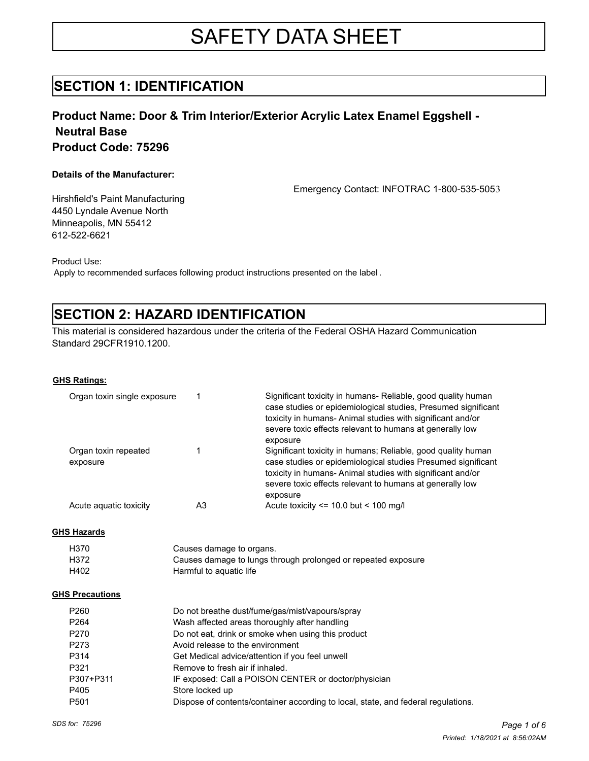# SAFETY DATA SHEET

## SECTION 1: IDENTIFICATION

### Product Name: Door & Trim Interior/Exterior Acrylic Latex Enamel Eggshell - Neutral Base
### Product Code: 75296

**Details of the Manufacturer:**

Emergency Contact: INFOTRAC 1-800-535-5053

Hirshfield's Paint Manufacturing
4450 Lyndale Avenue North
Minneapolis, MN 55412
612-522-6621

Product Use:
Apply to recommended surfaces following product instructions presented on the label.

## SECTION 2: HAZARD IDENTIFICATION

This material is considered hazardous under the criteria of the Federal OSHA Hazard Communication Standard 29CFR1910.1200.

**GHS Ratings:**

| | | |
|---|---|---|
| Organ toxin single exposure | 1 | Significant toxicity in humans- Reliable, good quality human case studies or epidemiological studies, Presumed significant toxicity in humans- Animal studies with significant and/or severe toxic effects relevant to humans at generally low exposure |
| Organ toxin repeated exposure | 1 | Significant toxicity in humans; Reliable, good quality human case studies or epidemiological studies Presumed significant toxicity in humans- Animal studies with significant and/or severe toxic effects relevant to humans at generally low exposure |
| Acute aquatic toxicity | A3 | Acute toxicity <= 10.0 but < 100 mg/l |

**GHS Hazards**

| | |
|---|---|
| H370 | Causes damage to organs. |
| H372 | Causes damage to lungs through prolonged or repeated exposure |
| H402 | Harmful to aquatic life |

**GHS Precautions**

| | |
|---|---|
| P260 | Do not breathe dust/fume/gas/mist/vapours/spray |
| P264 | Wash affected areas thoroughly after handling |
| P270 | Do not eat, drink or smoke when using this product |
| P273 | Avoid release to the environment |
| P314 | Get Medical advice/attention if you feel unwell |
| P321 | Remove to fresh air if inhaled. |
| P307+P311 | IF exposed: Call a POISON CENTER or doctor/physician |
| P405 | Store locked up |
| P501 | Dispose of contents/container according to local, state, and federal regulations. |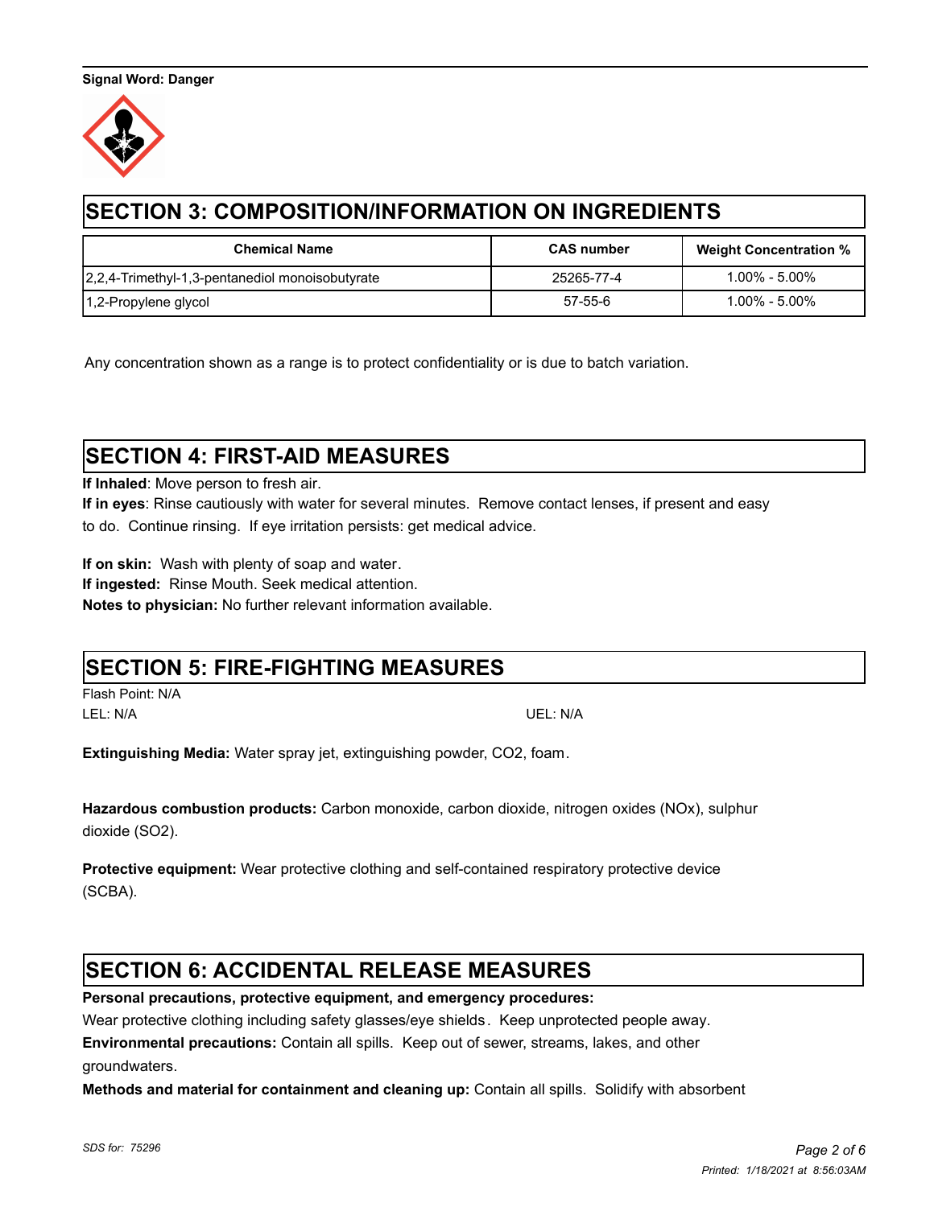**Signal Word: Danger**

## SECTION 3: COMPOSITION/INFORMATION ON INGREDIENTS

| Chemical Name | CAS number | Weight Concentration % |
| --- | --- | --- |
| 2,2,4-Trimethyl-1,3-pentanediol monoisobutyrate | 25265-77-4 | 1.00% - 5.00% |
| 1,2-Propylene glycol | 57-55-6 | 1.00% - 5.00% |

Any concentration shown as a range is to protect confidentiality or is due to batch variation.

## SECTION 4: FIRST-AID MEASURES

**If Inhaled**: Move person to fresh air.
**If in eyes**: Rinse cautiously with water for several minutes. Remove contact lenses, if present and easy to do. Continue rinsing. If eye irritation persists: get medical advice.

**If on skin:** Wash with plenty of soap and water.
**If ingested:** Rinse Mouth. Seek medical attention.
**Notes to physician:** No further relevant information available.

## SECTION 5: FIRE-FIGHTING MEASURES

Flash Point: N/A
LEL: N/A
UEL: N/A

**Extinguishing Media:** Water spray jet, extinguishing powder, $CO_2$, foam.

**Hazardous combustion products:** Carbon monoxide, carbon dioxide, nitrogen oxides ($NO_x$), sulphur dioxide ($SO_2$).

**Protective equipment:** Wear protective clothing and self-contained respiratory protective device (SCBA).

## SECTION 6: ACCIDENTAL RELEASE MEASURES

**Personal precautions, protective equipment, and emergency procedures:**
Wear protective clothing including safety glasses/eye shields. Keep unprotected people away.
**Environmental precautions:** Contain all spills. Keep out of sewer, streams, lakes, and other groundwaters.
**Methods and material for containment and cleaning up:** Contain all spills. Solidify with absorbent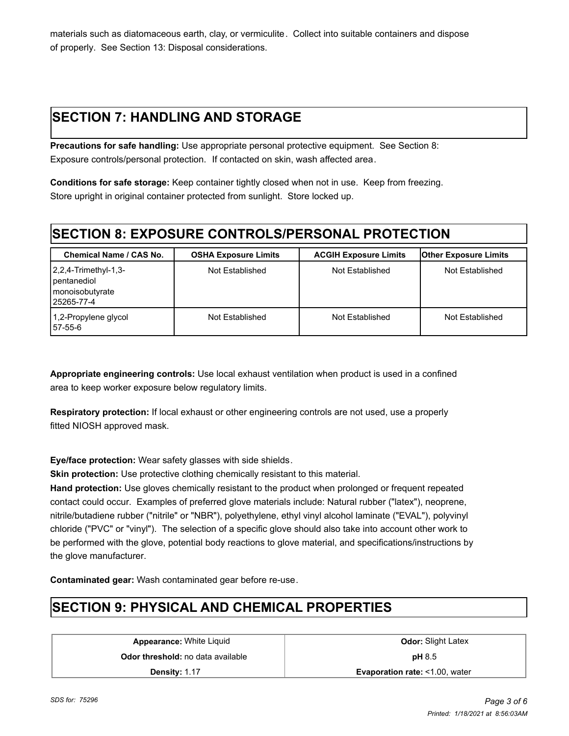materials such as diatomaceous earth, clay, or vermiculite. Collect into suitable containers and dispose of properly. See Section 13: Disposal considerations.

## SECTION 7: HANDLING AND STORAGE

**Precautions for safe handling:** Use appropriate personal protective equipment. See Section 8: Exposure controls/personal protection. If contacted on skin, wash affected area.

**Conditions for safe storage:** Keep container tightly closed when not in use. Keep from freezing. Store upright in original container protected from sunlight. Store locked up.

## SECTION 8: EXPOSURE CONTROLS/PERSONAL PROTECTION

| Chemical Name / CAS No. | OSHA Exposure Limits | ACGIH Exposure Limits | Other Exposure Limits |
|---|---|---|---|
| 2,2,4-Trimethyl-1,3-pentanediol monoisobutyrate 25265-77-4 | Not Established | Not Established | Not Established |
| 1,2-Propylene glycol 57-55-6 | Not Established | Not Established | Not Established |

**Appropriate engineering controls:** Use local exhaust ventilation when product is used in a confined area to keep worker exposure below regulatory limits.

**Respiratory protection:** If local exhaust or other engineering controls are not used, use a properly fitted NIOSH approved mask.

**Eye/face protection:** Wear safety glasses with side shields.

**Skin protection:** Use protective clothing chemically resistant to this material.

**Hand protection:** Use gloves chemically resistant to the product when prolonged or frequent repeated contact could occur. Examples of preferred glove materials include: Natural rubber ("latex"), neoprene, nitrile/butadiene rubber ("nitrile" or "NBR"), polyethylene, ethyl vinyl alcohol laminate ("EVAL"), polyvinyl chloride ("PVC" or "vinyl"). The selection of a specific glove should also take into account other work to be performed with the glove, potential body reactions to glove material, and specifications/instructions by the glove manufacturer.

**Contaminated gear:** Wash contaminated gear before re-use.

## SECTION 9: PHYSICAL AND CHEMICAL PROPERTIES

| | |
|---|---|
| **Appearance:** White Liquid | **Odor:** Slight Latex |
| **Odor threshold:** no data available | **pH** 8.5 |
| **Density:** 1.17 | **Evaporation rate:** <1.00, water |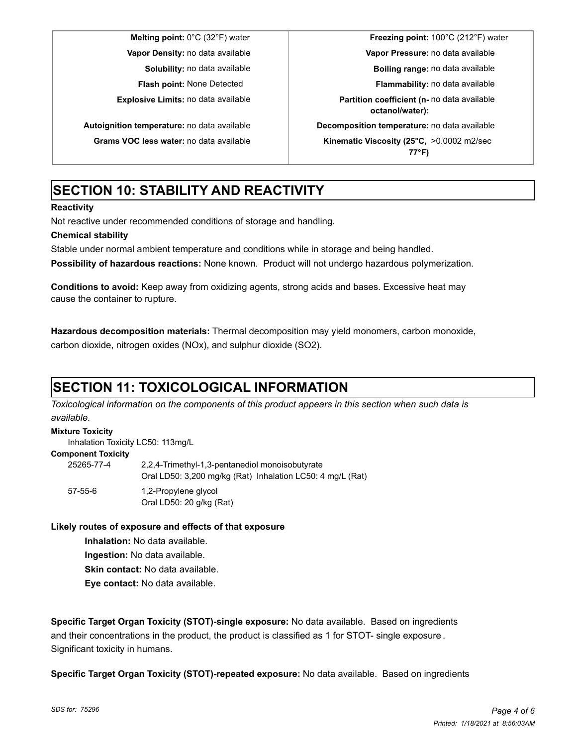| | |
|---|---|
| **Melting point:** 0°C (32°F) water | **Freezing point:** 100°C (212°F) water |
| **Vapor Density:** no data available | **Vapor Pressure:** no data available |
| **Solubility:** no data available | **Boiling range:** no data available |
| **Flash point:** None Detected | **Flammability:** no data available |
| **Explosive Limits:** no data available | **Partition coefficient (n-octanol/water):** no data available |
| **Autoignition temperature:** no data available | **Decomposition temperature:** no data available |
| **Grams VOC less water:** no data available | **Kinematic Viscosity (25°C, 77°F)** >0.0002 m2/sec |

# SECTION 10: STABILITY AND REACTIVITY

**Reactivity**

Not reactive under recommended conditions of storage and handling.

**Chemical stability**

Stable under normal ambient temperature and conditions while in storage and being handled.

**Possibility of hazardous reactions:** None known. Product will not undergo hazardous polymerization.

**Conditions to avoid:** Keep away from oxidizing agents, strong acids and bases. Excessive heat may cause the container to rupture.

**Hazardous decomposition materials:** Thermal decomposition may yield monomers, carbon monoxide, carbon dioxide, nitrogen oxides (NOx), and sulphur dioxide (SO2).

# SECTION 11: TOXICOLOGICAL INFORMATION

*Toxicological information on the components of this product appears in this section when such data is available.*

**Mixture Toxicity**

Inhalation Toxicity LC50: 113mg/L

**Component Toxicity**

| | |
|---|---|
| 25265-77-4 | 2,2,4-Trimethyl-1,3-pentanediol monoisobutyrate<br>Oral LD50: 3,200 mg/kg (Rat) Inhalation LC50: 4 mg/L (Rat) |
| 57-55-6 | 1,2-Propylene glycol<br>Oral LD50: 20 g/kg (Rat) |

**Likely routes of exposure and effects of that exposure**

**Inhalation:** No data available.

**Ingestion:** No data available.

**Skin contact:** No data available.

**Eye contact:** No data available.

**Specific Target Organ Toxicity (STOT)-single exposure:** No data available. Based on ingredients and their concentrations in the product, the product is classified as 1 for STOT- single exposure . Significant toxicity in humans.

**Specific Target Organ Toxicity (STOT)-repeated exposure:** No data available. Based on ingredients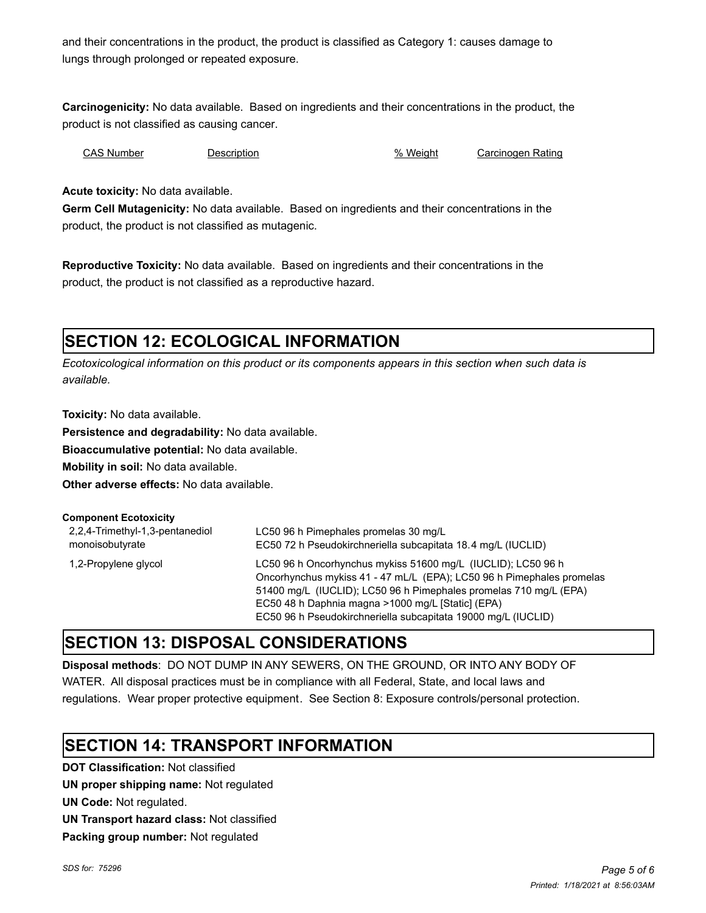and their concentrations in the product, the product is classified as Category 1: causes damage to lungs through prolonged or repeated exposure.

**Carcinogenicity:** No data available. Based on ingredients and their concentrations in the product, the product is not classified as causing cancer.

| CAS Number | Description | % Weight | Carcinogen Rating |
|---|---|---|---|

**Acute toxicity:** No data available.

**Germ Cell Mutagenicity:** No data available. Based on ingredients and their concentrations in the product, the product is not classified as mutagenic.

**Reproductive Toxicity:** No data available. Based on ingredients and their concentrations in the product, the product is not classified as a reproductive hazard.

## SECTION 12: ECOLOGICAL INFORMATION

*Ecotoxicological information on this product or its components appears in this section when such data is available.*

**Toxicity:** No data available.

**Persistence and degradability:** No data available.

**Bioaccumulative potential:** No data available.

**Mobility in soil:** No data available.

**Other adverse effects:** No data available.

**Component Ecotoxicity**

| | |
|---|---|
| 2,2,4-Trimethyl-1,3-pentanediol monoisobutyrate | LC50 96 h Pimephales promelas 30 mg/L<br>EC50 72 h Pseudokirchneriella subcapitata 18.4 mg/L (IUCLID) |
| 1,2-Propylene glycol | LC50 96 h Oncorhynchus mykiss 51600 mg/L (IUCLID); LC50 96 h Oncorhynchus mykiss 41 - 47 mL/L (EPA); LC50 96 h Pimephales promelas 51400 mg/L (IUCLID); LC50 96 h Pimephales promelas 710 mg/L (EPA)<br>EC50 48 h Daphnia magna >1000 mg/L [Static] (EPA)<br>EC50 96 h Pseudokirchneriella subcapitata 19000 mg/L (IUCLID) |

## SECTION 13: DISPOSAL CONSIDERATIONS

**Disposal methods**: DO NOT DUMP IN ANY SEWERS, ON THE GROUND, OR INTO ANY BODY OF WATER. All disposal practices must be in compliance with all Federal, State, and local laws and regulations. Wear proper protective equipment. See Section 8: Exposure controls/personal protection.

## SECTION 14: TRANSPORT INFORMATION

**DOT Classification:** Not classified

**UN proper shipping name:** Not regulated

**UN Code:** Not regulated.

**UN Transport hazard class:** Not classified

**Packing group number:** Not regulated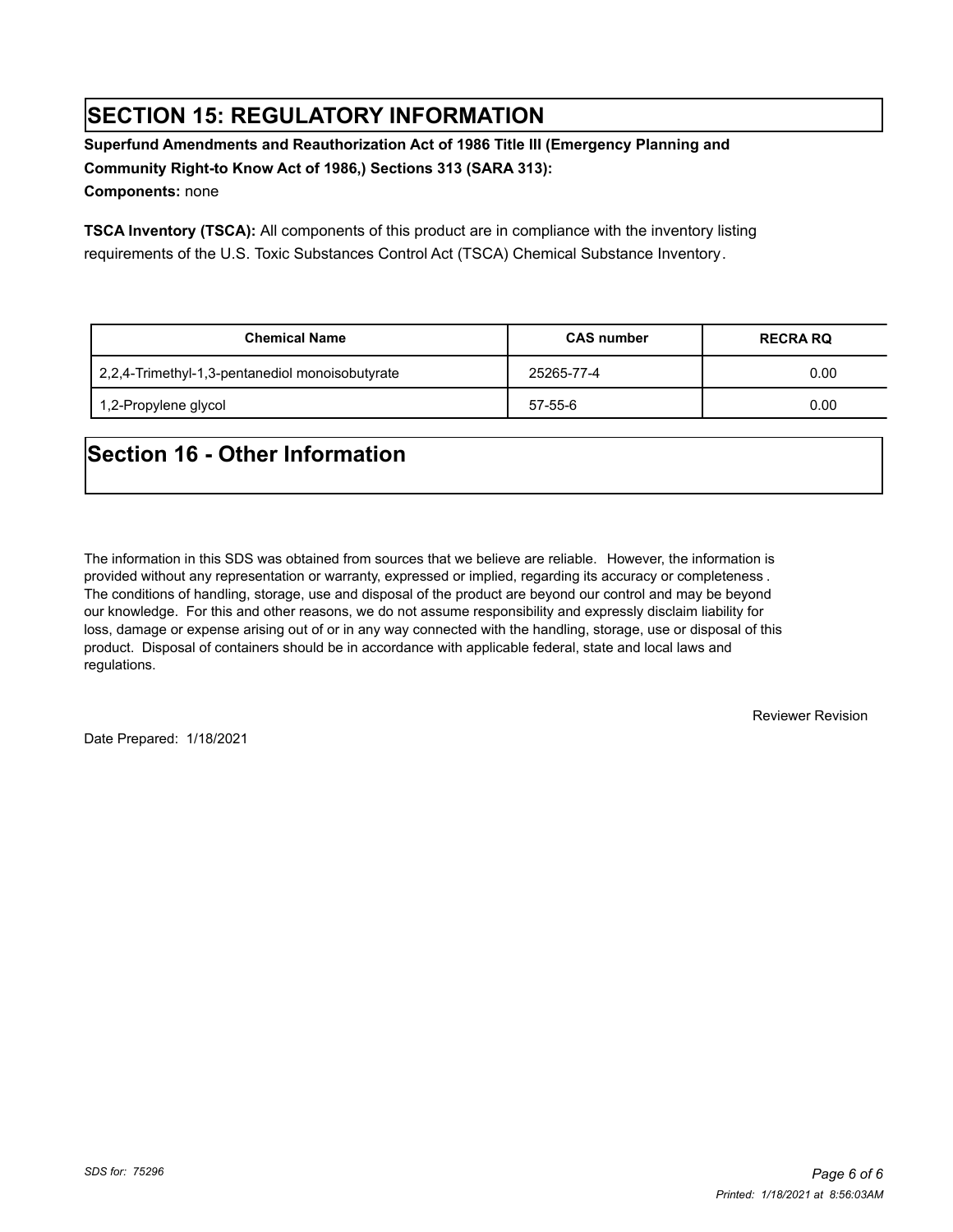## SECTION 15: REGULATORY INFORMATION

**Superfund Amendments and Reauthorization Act of 1986 Title III (Emergency Planning and Community Right-to Know Act of 1986,) Sections 313 (SARA 313):**

**Components:** none

**TSCA Inventory (TSCA):** All components of this product are in compliance with the inventory listing requirements of the U.S. Toxic Substances Control Act (TSCA) Chemical Substance Inventory.

| Chemical Name | CAS number | RECRA RQ |
|---|---|---|
| 2,2,4-Trimethyl-1,3-pentanediol monoisobutyrate | 25265-77-4 | 0.00 |
| 1,2-Propylene glycol | 57-55-6 | 0.00 |

## Section 16 - Other Information

The information in this SDS was obtained from sources that we believe are reliable. However, the information is provided without any representation or warranty, expressed or implied, regarding its accuracy or completeness. The conditions of handling, storage, use and disposal of the product are beyond our control and may be beyond our knowledge. For this and other reasons, we do not assume responsibility and expressly disclaim liability for loss, damage or expense arising out of or in any way connected with the handling, storage, use or disposal of this product. Disposal of containers should be in accordance with applicable federal, state and local laws and regulations.

Reviewer Revision

Date Prepared: 1/18/2021

*SDS for: 75296*

*Printed: 1/18/2021 at 8:56:03AM*